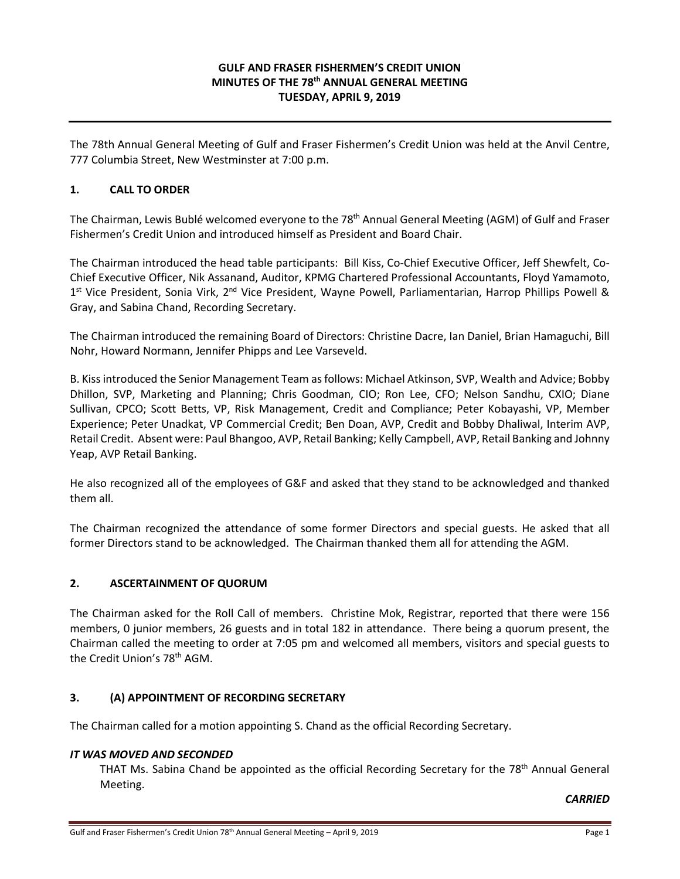# GULF AND FRASER FISHERMEN'S CREDIT UNION
# MINUTES OF THE 78th ANNUAL GENERAL MEETING
# TUESDAY, APRIL 9, 2019

The 78th Annual General Meeting of Gulf and Fraser Fishermen's Credit Union was held at the Anvil Centre, 777 Columbia Street, New Westminster at 7:00 p.m.

## 1. CALL TO ORDER

The Chairman, Lewis Bublé welcomed everyone to the 78th Annual General Meeting (AGM) of Gulf and Fraser Fishermen's Credit Union and introduced himself as President and Board Chair.

The Chairman introduced the head table participants: Bill Kiss, Co-Chief Executive Officer, Jeff Shewfelt, Co-Chief Executive Officer, Nik Assanand, Auditor, KPMG Chartered Professional Accountants, Floyd Yamamoto, 1st Vice President, Sonia Virk, 2nd Vice President, Wayne Powell, Parliamentarian, Harrop Phillips Powell & Gray, and Sabina Chand, Recording Secretary.

The Chairman introduced the remaining Board of Directors: Christine Dacre, Ian Daniel, Brian Hamaguchi, Bill Nohr, Howard Normann, Jennifer Phipps and Lee Varseveld.

B. Kiss introduced the Senior Management Team as follows: Michael Atkinson, SVP, Wealth and Advice; Bobby Dhillon, SVP, Marketing and Planning; Chris Goodman, CIO; Ron Lee, CFO; Nelson Sandhu, CXIO; Diane Sullivan, CPCO; Scott Betts, VP, Risk Management, Credit and Compliance; Peter Kobayashi, VP, Member Experience; Peter Unadkat, VP Commercial Credit; Ben Doan, AVP, Credit and Bobby Dhaliwal, Interim AVP, Retail Credit. Absent were: Paul Bhangoo, AVP, Retail Banking; Kelly Campbell, AVP, Retail Banking and Johnny Yeap, AVP Retail Banking.

He also recognized all of the employees of G&F and asked that they stand to be acknowledged and thanked them all.

The Chairman recognized the attendance of some former Directors and special guests. He asked that all former Directors stand to be acknowledged. The Chairman thanked them all for attending the AGM.

## 2. ASCERTAINMENT OF QUORUM

The Chairman asked for the Roll Call of members. Christine Mok, Registrar, reported that there were 156 members, 0 junior members, 26 guests and in total 182 in attendance. There being a quorum present, the Chairman called the meeting to order at 7:05 pm and welcomed all members, visitors and special guests to the Credit Union's 78th AGM.

## 3. (A) APPOINTMENT OF RECORDING SECRETARY

The Chairman called for a motion appointing S. Chand as the official Recording Secretary.

***IT WAS MOVED AND SECONDED***

THAT Ms. Sabina Chand be appointed as the official Recording Secretary for the 78th Annual General Meeting.

***CARRIED***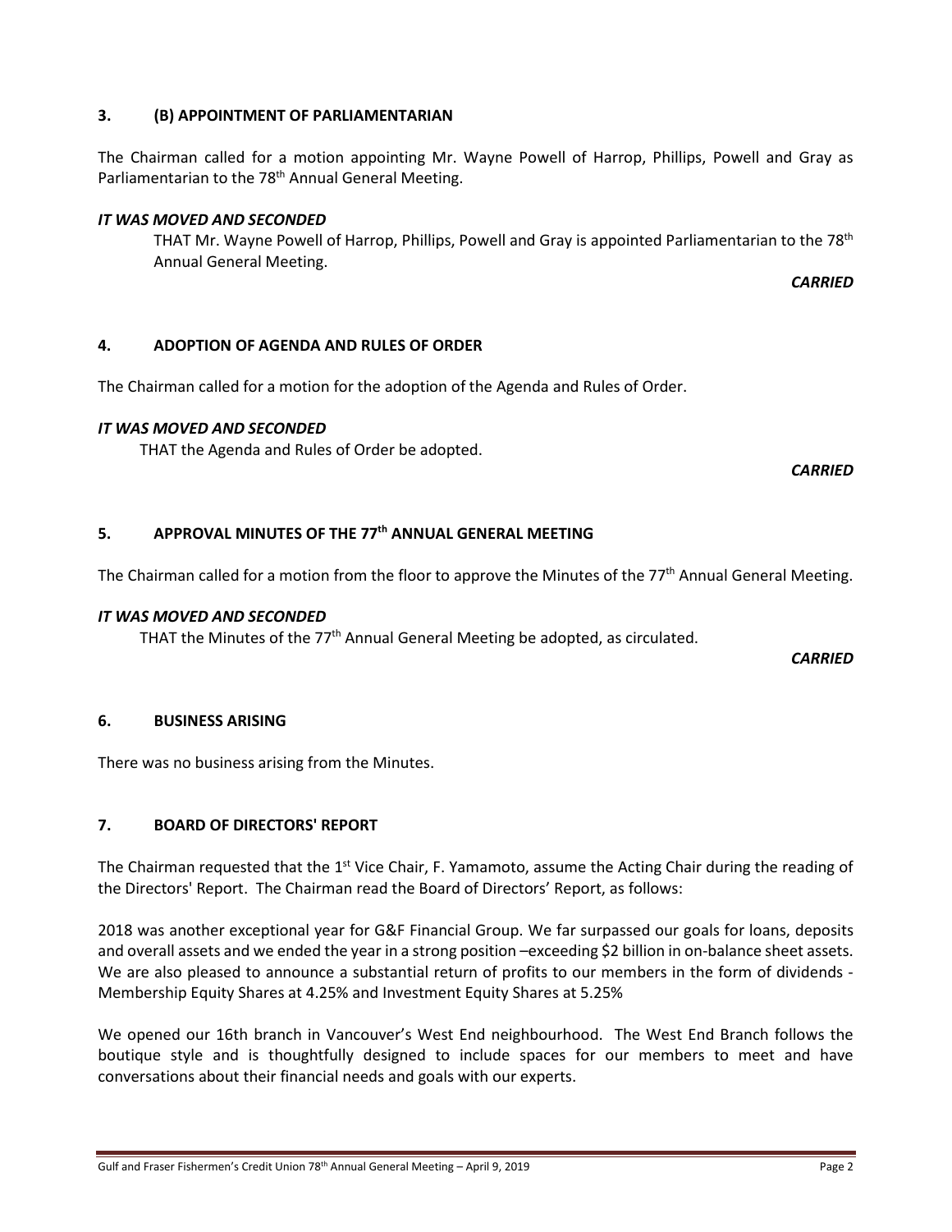## 3. (B) APPOINTMENT OF PARLIAMENTARIAN

The Chairman called for a motion appointing Mr. Wayne Powell of Harrop, Phillips, Powell and Gray as Parliamentarian to the 78th Annual General Meeting.

***IT WAS MOVED AND SECONDED***

THAT Mr. Wayne Powell of Harrop, Phillips, Powell and Gray is appointed Parliamentarian to the 78th Annual General Meeting.

***CARRIED***

## 4. ADOPTION OF AGENDA AND RULES OF ORDER

The Chairman called for a motion for the adoption of the Agenda and Rules of Order.

***IT WAS MOVED AND SECONDED***

THAT the Agenda and Rules of Order be adopted.

***CARRIED***

## 5. APPROVAL MINUTES OF THE 77th ANNUAL GENERAL MEETING

The Chairman called for a motion from the floor to approve the Minutes of the 77th Annual General Meeting.

***IT WAS MOVED AND SECONDED***

THAT the Minutes of the 77th Annual General Meeting be adopted, as circulated.

***CARRIED***

## 6. BUSINESS ARISING

There was no business arising from the Minutes.

## 7. BOARD OF DIRECTORS' REPORT

The Chairman requested that the 1st Vice Chair, F. Yamamoto, assume the Acting Chair during the reading of the Directors' Report. The Chairman read the Board of Directors' Report, as follows:

2018 was another exceptional year for G&F Financial Group. We far surpassed our goals for loans, deposits and overall assets and we ended the year in a strong position –exceeding $2 billion in on-balance sheet assets. We are also pleased to announce a substantial return of profits to our members in the form of dividends - Membership Equity Shares at 4.25% and Investment Equity Shares at 5.25%

We opened our 16th branch in Vancouver's West End neighbourhood. The West End Branch follows the boutique style and is thoughtfully designed to include spaces for our members to meet and have conversations about their financial needs and goals with our experts.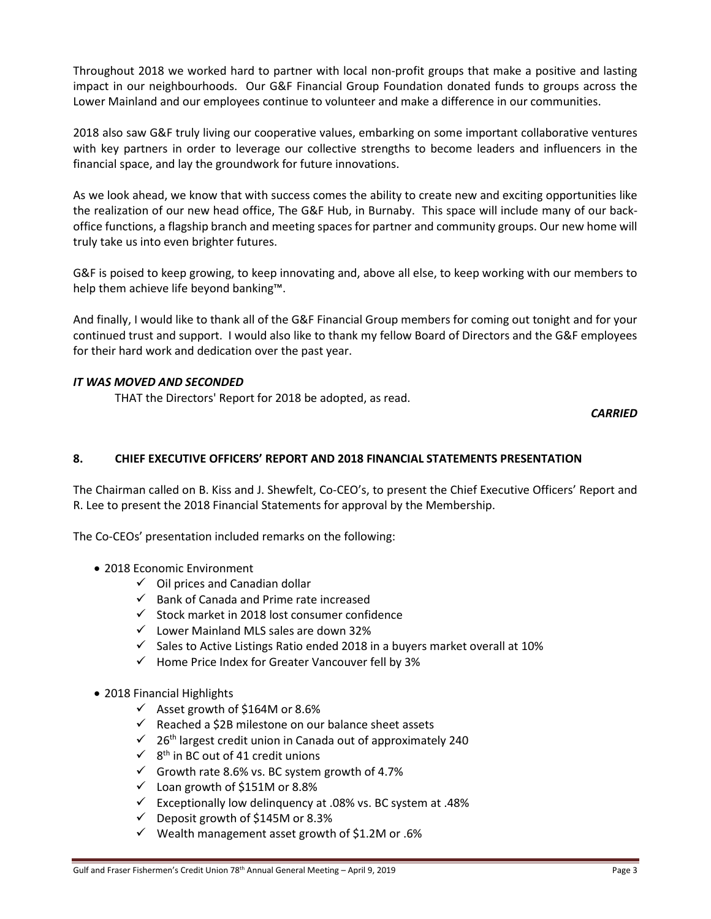Throughout 2018 we worked hard to partner with local non-profit groups that make a positive and lasting impact in our neighbourhoods. Our G&F Financial Group Foundation donated funds to groups across the Lower Mainland and our employees continue to volunteer and make a difference in our communities.

2018 also saw G&F truly living our cooperative values, embarking on some important collaborative ventures with key partners in order to leverage our collective strengths to become leaders and influencers in the financial space, and lay the groundwork for future innovations.

As we look ahead, we know that with success comes the ability to create new and exciting opportunities like the realization of our new head office, The G&F Hub, in Burnaby. This space will include many of our back-office functions, a flagship branch and meeting spaces for partner and community groups. Our new home will truly take us into even brighter futures.

G&F is poised to keep growing, to keep innovating and, above all else, to keep working with our members to help them achieve life beyond banking™.

And finally, I would like to thank all of the G&F Financial Group members for coming out tonight and for your continued trust and support. I would also like to thank my fellow Board of Directors and the G&F employees for their hard work and dedication over the past year.

***IT WAS MOVED AND SECONDED***

THAT the Directors' Report for 2018 be adopted, as read.

***CARRIED***

## 8. CHIEF EXECUTIVE OFFICERS' REPORT AND 2018 FINANCIAL STATEMENTS PRESENTATION

The Chairman called on B. Kiss and J. Shewfelt, Co-CEO's, to present the Chief Executive Officers' Report and R. Lee to present the 2018 Financial Statements for approval by the Membership.

The Co-CEOs' presentation included remarks on the following:

- 2018 Economic Environment
  - ✓ Oil prices and Canadian dollar
  - ✓ Bank of Canada and Prime rate increased
  - ✓ Stock market in 2018 lost consumer confidence
  - ✓ Lower Mainland MLS sales are down 32%
  - ✓ Sales to Active Listings Ratio ended 2018 in a buyers market overall at 10%
  - ✓ Home Price Index for Greater Vancouver fell by 3%
- 2018 Financial Highlights
  - ✓ Asset growth of $164M or 8.6%
  - ✓ Reached a $2B milestone on our balance sheet assets
  - ✓ 26th largest credit union in Canada out of approximately 240
  - ✓ 8th in BC out of 41 credit unions
  - ✓ Growth rate 8.6% vs. BC system growth of 4.7%
  - ✓ Loan growth of $151M or 8.8%
  - ✓ Exceptionally low delinquency at .08% vs. BC system at .48%
  - ✓ Deposit growth of $145M or 8.3%
  - ✓ Wealth management asset growth of $1.2M or .6%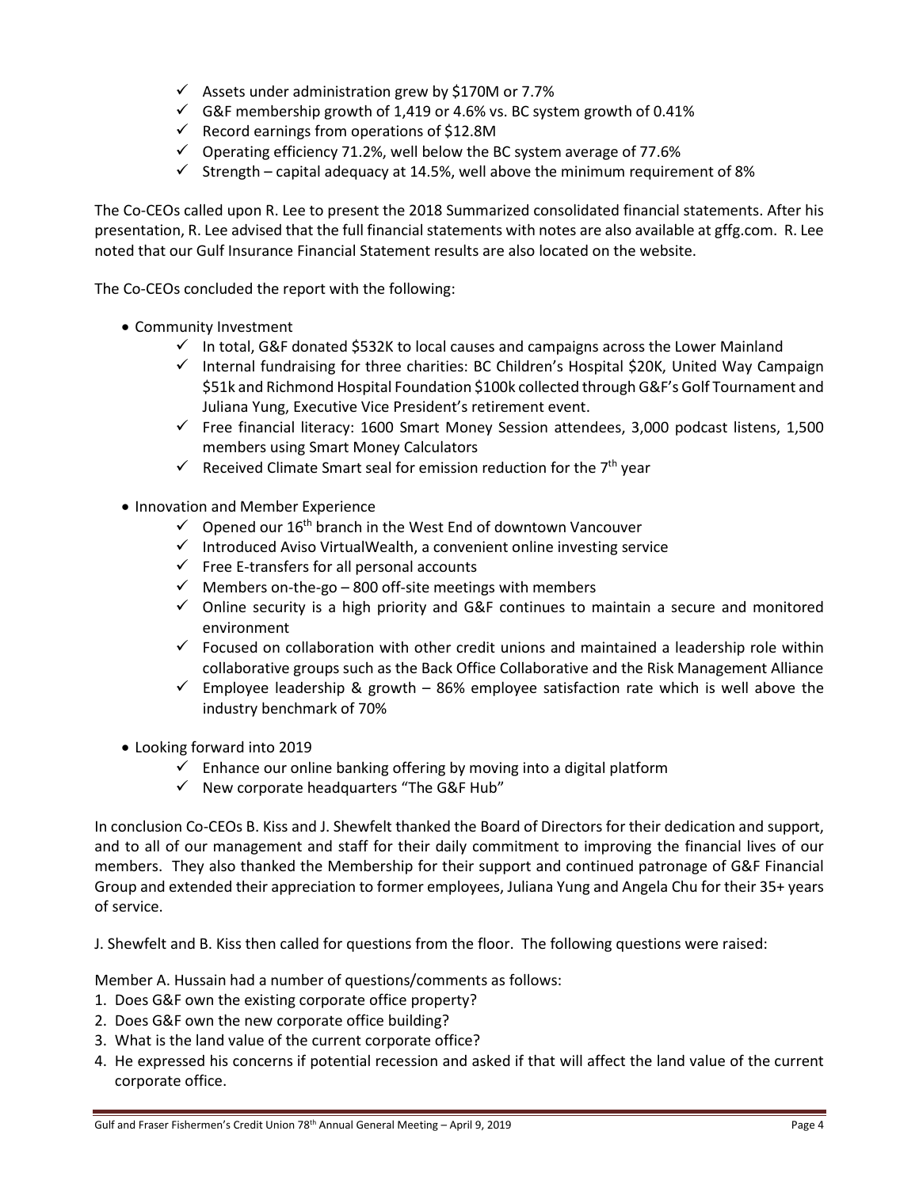- ✓ Assets under administration grew by $170M or 7.7%
- ✓ G&F membership growth of 1,419 or 4.6% vs. BC system growth of 0.41%
- ✓ Record earnings from operations of $12.8M
- ✓ Operating efficiency 71.2%, well below the BC system average of 77.6%
- ✓ Strength – capital adequacy at 14.5%, well above the minimum requirement of 8%

The Co-CEOs called upon R. Lee to present the 2018 Summarized consolidated financial statements. After his presentation, R. Lee advised that the full financial statements with notes are also available at gffg.com. R. Lee noted that our Gulf Insurance Financial Statement results are also located on the website.

The Co-CEOs concluded the report with the following:

- Community Investment
  - ✓ In total, G&F donated $532K to local causes and campaigns across the Lower Mainland
  - ✓ Internal fundraising for three charities: BC Children's Hospital $20K, United Way Campaign $51k and Richmond Hospital Foundation $100k collected through G&F's Golf Tournament and Juliana Yung, Executive Vice President's retirement event.
  - ✓ Free financial literacy: 1600 Smart Money Session attendees, 3,000 podcast listens, 1,500 members using Smart Money Calculators
  - ✓ Received Climate Smart seal for emission reduction for the 7th year
- Innovation and Member Experience
  - ✓ Opened our 16th branch in the West End of downtown Vancouver
  - ✓ Introduced Aviso VirtualWealth, a convenient online investing service
  - ✓ Free E-transfers for all personal accounts
  - ✓ Members on-the-go – 800 off-site meetings with members
  - ✓ Online security is a high priority and G&F continues to maintain a secure and monitored environment
  - ✓ Focused on collaboration with other credit unions and maintained a leadership role within collaborative groups such as the Back Office Collaborative and the Risk Management Alliance
  - ✓ Employee leadership & growth – 86% employee satisfaction rate which is well above the industry benchmark of 70%
- Looking forward into 2019
  - ✓ Enhance our online banking offering by moving into a digital platform
  - ✓ New corporate headquarters "The G&F Hub"

In conclusion Co-CEOs B. Kiss and J. Shewfelt thanked the Board of Directors for their dedication and support, and to all of our management and staff for their daily commitment to improving the financial lives of our members. They also thanked the Membership for their support and continued patronage of G&F Financial Group and extended their appreciation to former employees, Juliana Yung and Angela Chu for their 35+ years of service.

J. Shewfelt and B. Kiss then called for questions from the floor. The following questions were raised:

Member A. Hussain had a number of questions/comments as follows:

1. Does G&F own the existing corporate office property?
2. Does G&F own the new corporate office building?
3. What is the land value of the current corporate office?
4. He expressed his concerns if potential recession and asked if that will affect the land value of the current corporate office.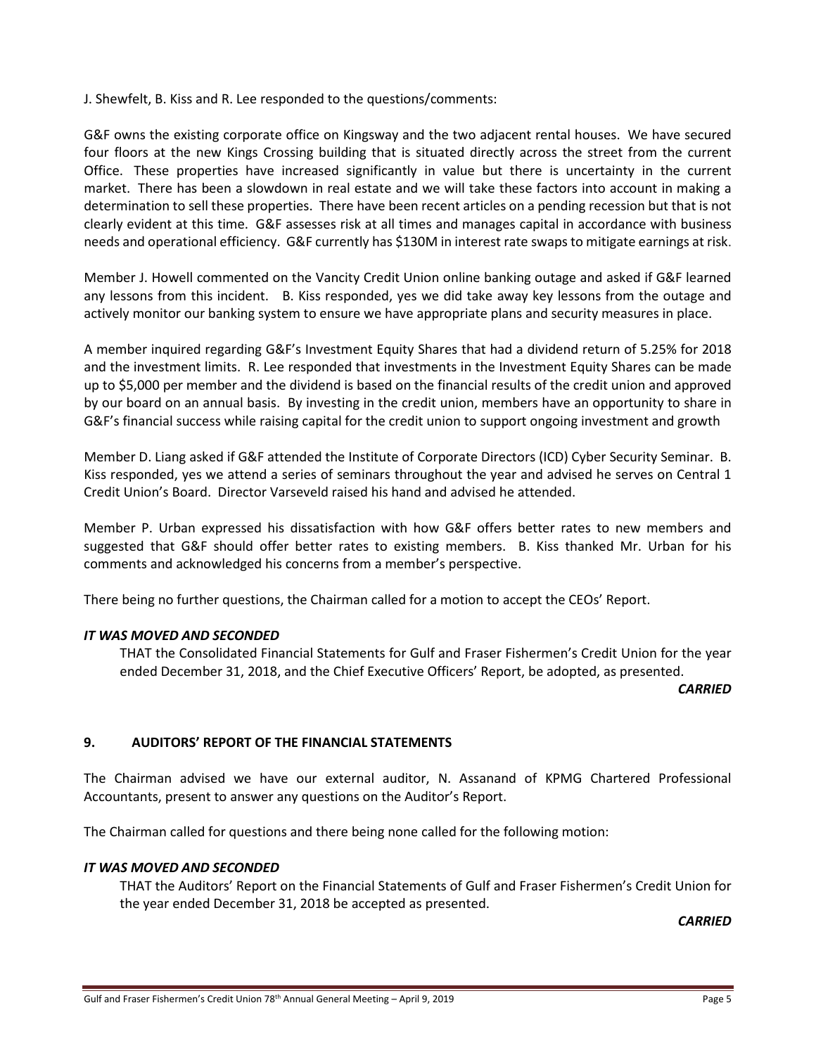J. Shewfelt, B. Kiss and R. Lee responded to the questions/comments:

G&F owns the existing corporate office on Kingsway and the two adjacent rental houses. We have secured four floors at the new Kings Crossing building that is situated directly across the street from the current Office. These properties have increased significantly in value but there is uncertainty in the current market. There has been a slowdown in real estate and we will take these factors into account in making a determination to sell these properties. There have been recent articles on a pending recession but that is not clearly evident at this time. G&F assesses risk at all times and manages capital in accordance with business needs and operational efficiency. G&F currently has $130M in interest rate swaps to mitigate earnings at risk.

Member J. Howell commented on the Vancity Credit Union online banking outage and asked if G&F learned any lessons from this incident. B. Kiss responded, yes we did take away key lessons from the outage and actively monitor our banking system to ensure we have appropriate plans and security measures in place.

A member inquired regarding G&F's Investment Equity Shares that had a dividend return of 5.25% for 2018 and the investment limits. R. Lee responded that investments in the Investment Equity Shares can be made up to $5,000 per member and the dividend is based on the financial results of the credit union and approved by our board on an annual basis. By investing in the credit union, members have an opportunity to share in G&F's financial success while raising capital for the credit union to support ongoing investment and growth

Member D. Liang asked if G&F attended the Institute of Corporate Directors (ICD) Cyber Security Seminar. B. Kiss responded, yes we attend a series of seminars throughout the year and advised he serves on Central 1 Credit Union's Board. Director Varseveld raised his hand and advised he attended.

Member P. Urban expressed his dissatisfaction with how G&F offers better rates to new members and suggested that G&F should offer better rates to existing members. B. Kiss thanked Mr. Urban for his comments and acknowledged his concerns from a member's perspective.

There being no further questions, the Chairman called for a motion to accept the CEOs' Report.

***IT WAS MOVED AND SECONDED***

THAT the Consolidated Financial Statements for Gulf and Fraser Fishermen's Credit Union for the year ended December 31, 2018, and the Chief Executive Officers' Report, be adopted, as presented.

***CARRIED***

## 9. AUDITORS' REPORT OF THE FINANCIAL STATEMENTS

The Chairman advised we have our external auditor, N. Assanand of KPMG Chartered Professional Accountants, present to answer any questions on the Auditor's Report.

The Chairman called for questions and there being none called for the following motion:

***IT WAS MOVED AND SECONDED***

THAT the Auditors' Report on the Financial Statements of Gulf and Fraser Fishermen's Credit Union for the year ended December 31, 2018 be accepted as presented.

***CARRIED***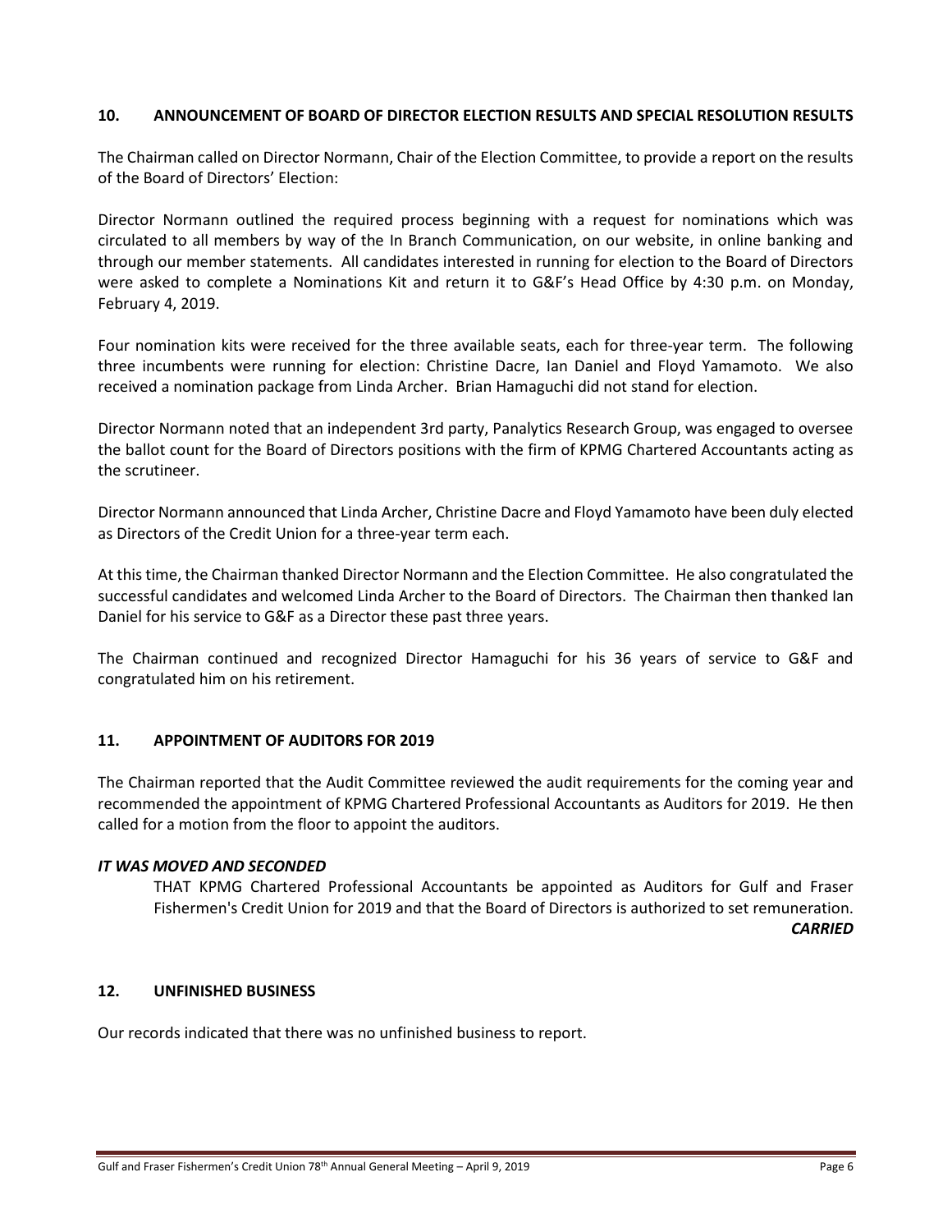## 10. ANNOUNCEMENT OF BOARD OF DIRECTOR ELECTION RESULTS AND SPECIAL RESOLUTION RESULTS

The Chairman called on Director Normann, Chair of the Election Committee, to provide a report on the results of the Board of Directors' Election:

Director Normann outlined the required process beginning with a request for nominations which was circulated to all members by way of the In Branch Communication, on our website, in online banking and through our member statements. All candidates interested in running for election to the Board of Directors were asked to complete a Nominations Kit and return it to G&F's Head Office by 4:30 p.m. on Monday, February 4, 2019.

Four nomination kits were received for the three available seats, each for three-year term. The following three incumbents were running for election: Christine Dacre, Ian Daniel and Floyd Yamamoto. We also received a nomination package from Linda Archer. Brian Hamaguchi did not stand for election.

Director Normann noted that an independent 3rd party, Panalytics Research Group, was engaged to oversee the ballot count for the Board of Directors positions with the firm of KPMG Chartered Accountants acting as the scrutineer.

Director Normann announced that Linda Archer, Christine Dacre and Floyd Yamamoto have been duly elected as Directors of the Credit Union for a three-year term each.

At this time, the Chairman thanked Director Normann and the Election Committee. He also congratulated the successful candidates and welcomed Linda Archer to the Board of Directors. The Chairman then thanked Ian Daniel for his service to G&F as a Director these past three years.

The Chairman continued and recognized Director Hamaguchi for his 36 years of service to G&F and congratulated him on his retirement.

## 11. APPOINTMENT OF AUDITORS FOR 2019

The Chairman reported that the Audit Committee reviewed the audit requirements for the coming year and recommended the appointment of KPMG Chartered Professional Accountants as Auditors for 2019. He then called for a motion from the floor to appoint the auditors.

***IT WAS MOVED AND SECONDED***

THAT KPMG Chartered Professional Accountants be appointed as Auditors for Gulf and Fraser Fishermen's Credit Union for 2019 and that the Board of Directors is authorized to set remuneration. ***CARRIED***

## 12. UNFINISHED BUSINESS

Our records indicated that there was no unfinished business to report.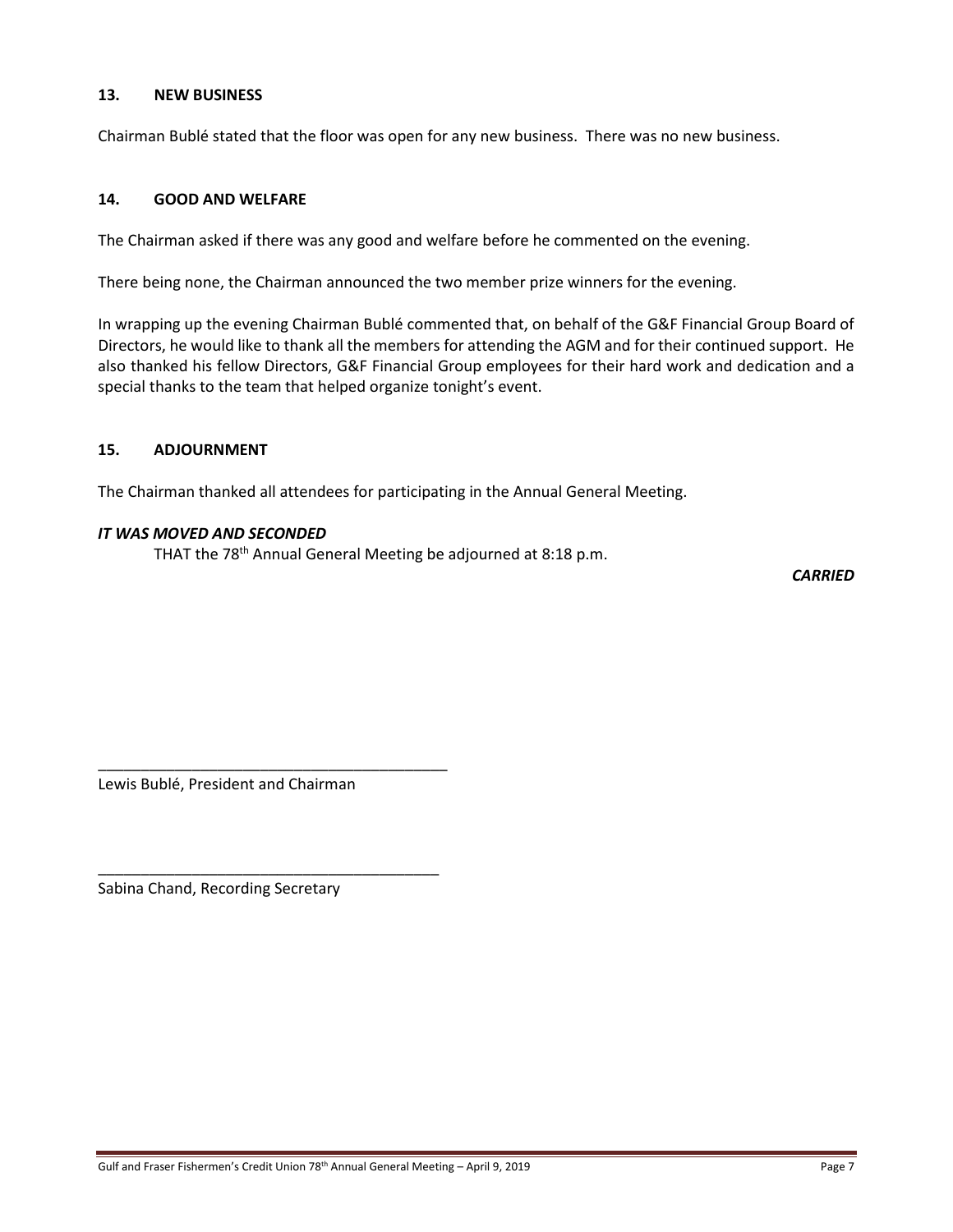## 13. NEW BUSINESS

Chairman Bublé stated that the floor was open for any new business. There was no new business.

## 14. GOOD AND WELFARE

The Chairman asked if there was any good and welfare before he commented on the evening.

There being none, the Chairman announced the two member prize winners for the evening.

In wrapping up the evening Chairman Bublé commented that, on behalf of the G&F Financial Group Board of Directors, he would like to thank all the members for attending the AGM and for their continued support. He also thanked his fellow Directors, G&F Financial Group employees for their hard work and dedication and a special thanks to the team that helped organize tonight's event.

## 15. ADJOURNMENT

The Chairman thanked all attendees for participating in the Annual General Meeting.

***IT WAS MOVED AND SECONDED***

THAT the 78th Annual General Meeting be adjourned at 8:18 p.m.

***CARRIED***

\_\_\_\_\_\_\_\_\_\_\_\_\_\_\_\_\_\_\_\_\_\_\_\_\_\_\_\_\_\_\_\_\_\_\_\_\_\_\_\_

Lewis Bublé, President and Chairman

\_\_\_\_\_\_\_\_\_\_\_\_\_\_\_\_\_\_\_\_\_\_\_\_\_\_\_\_\_\_\_\_\_\_\_\_\_\_\_\_

Sabina Chand, Recording Secretary